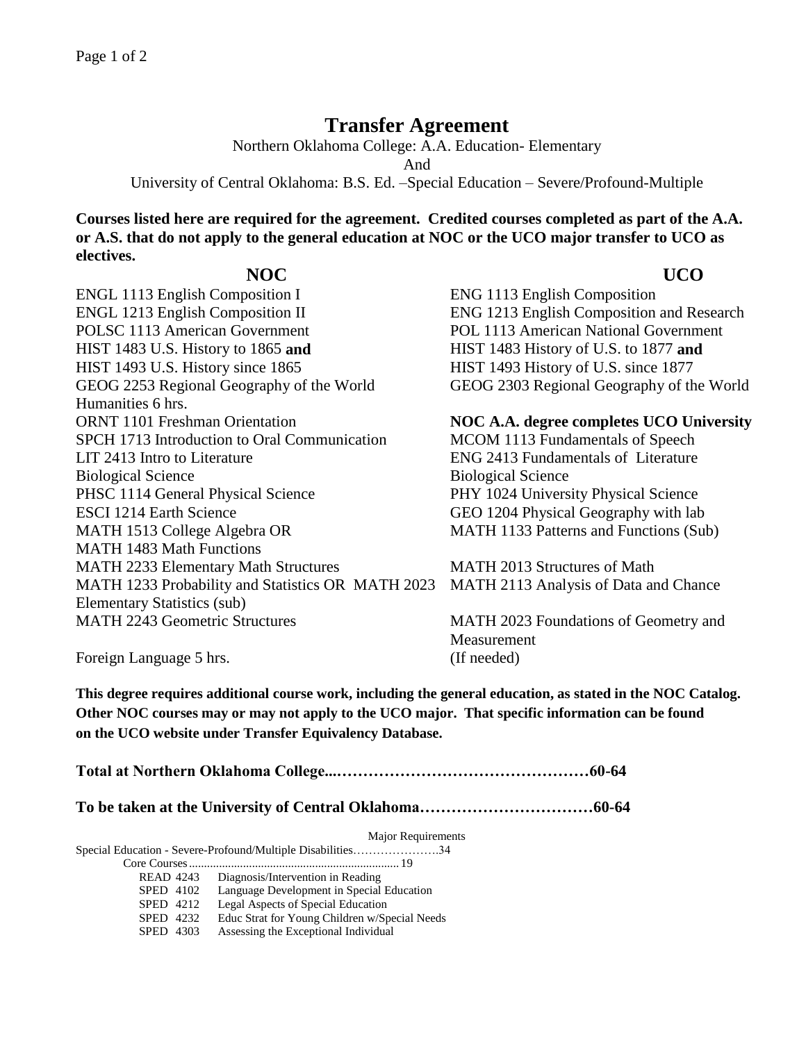# Transfer Agreement

Northern Oklahoma College: A.A. Education- Elementary

And

University of Central Oklahoma: B.S. Ed. –Special Education – Severe/Profound-Multiple

**Courses listed here are required for the agreement. Credited courses completed as part of the A.A. or A.S. that do not apply to the general education at NOC or the UCO major transfer to UCO as electives.**

| NOC | UCO |
|---|---|
| ENGL 1113 English Composition I | ENG 1113 English Composition |
| ENGL 1213 English Composition II | ENG 1213 English Composition and Research |
| POLSC 1113 American Government | POL 1113 American National Government |
| HIST 1483 U.S. History to 1865 **and** | HIST 1483 History of U.S. to 1877 **and** |
| HIST 1493 U.S. History since 1865 | HIST 1493 History of U.S. since 1877 |
| GEOG 2253 Regional Geography of the World | GEOG 2303 Regional Geography of the World |
| Humanities 6 hrs. | |
| ORNT 1101 Freshman Orientation | **NOC A.A. degree completes UCO University** |
| SPCH 1713 Introduction to Oral Communication | MCOM 1113 Fundamentals of Speech |
| LIT 2413 Intro to Literature | ENG 2413 Fundamentals of Literature |
| Biological Science | Biological Science |
| PHSC 1114 General Physical Science | PHY 1024 University Physical Science |
| ESCI 1214 Earth Science | GEO 1204 Physical Geography with lab |
| MATH 1513 College Algebra OR MATH 1483 Math Functions | MATH 1133 Patterns and Functions (Sub) |
| MATH 2233 Elementary Math Structures | MATH 2013 Structures of Math |
| MATH 1233 Probability and Statistics OR MATH 2023 Elementary Statistics (sub) | MATH 2113 Analysis of Data and Chance |
| MATH 2243 Geometric Structures | MATH 2023 Foundations of Geometry and Measurement |
| Foreign Language 5 hrs. | (If needed) |

**This degree requires additional course work, including the general education, as stated in the NOC Catalog. Other NOC courses may or may not apply to the UCO major. That specific information can be found on the UCO website under Transfer Equivalency Database.**

**Total at Northern Oklahoma College....…………………………………………60-64**

**To be taken at the University of Central Oklahoma……………………………60-64**

Major Requirements

Special Education - Severe-Profound/Multiple Disabilities………………….34

Core Courses....................................................................... 19

| | |
|---|---|
| READ 4243 | Diagnosis/Intervention in Reading |
| SPED 4102 | Language Development in Special Education |
| SPED 4212 | Legal Aspects of Special Education |
| SPED 4232 | Educ Strat for Young Children w/Special Needs |
| SPED 4303 | Assessing the Exceptional Individual |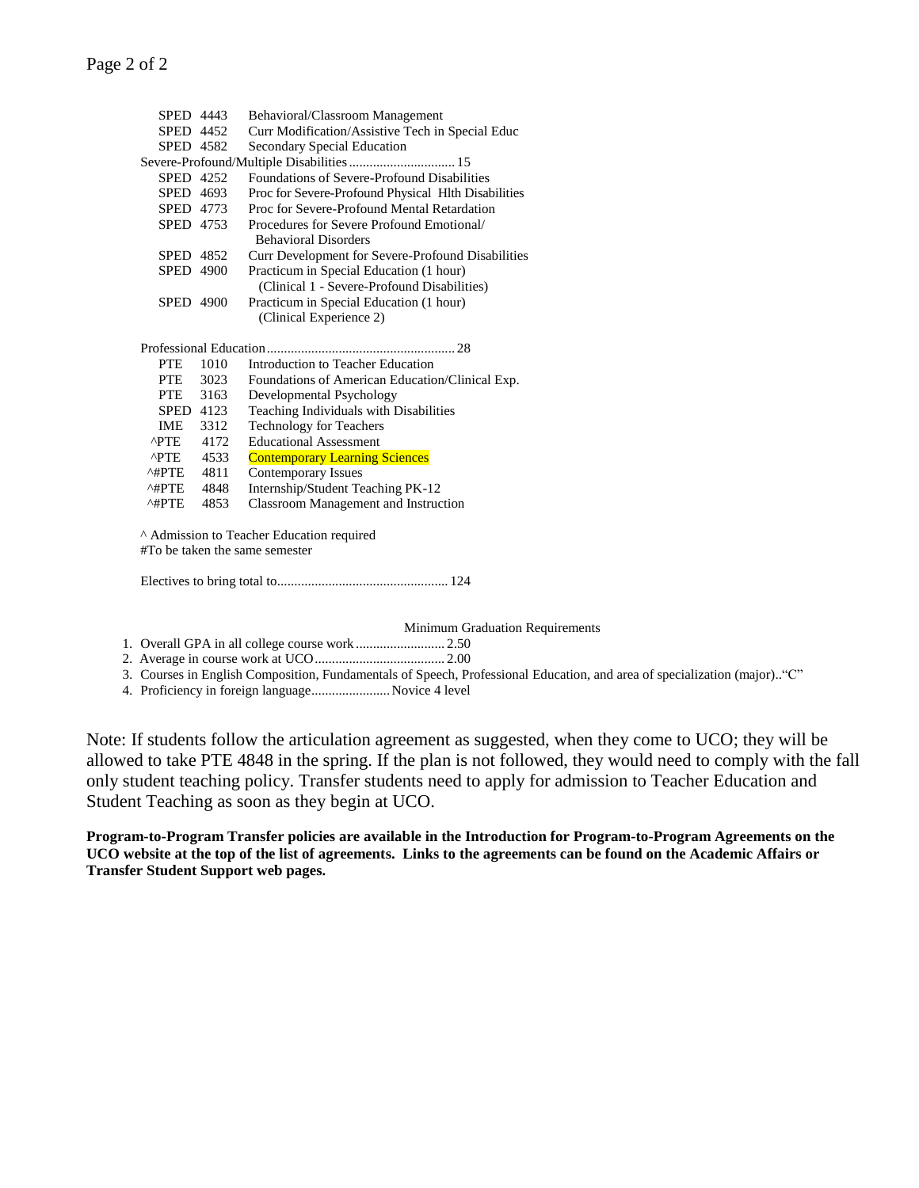SPED 4443 Behavioral/Classroom Management
SPED 4452 Curr Modification/Assistive Tech in Special Educ
SPED 4582 Secondary Special Education

Severe-Profound/Multiple Disabilities ............................... 15

SPED 4252 Foundations of Severe-Profound Disabilities
SPED 4693 Proc for Severe-Profound Physical Hlth Disabilities
SPED 4773 Proc for Severe-Profound Mental Retardation
SPED 4753 Procedures for Severe Profound Emotional/ Behavioral Disorders
SPED 4852 Curr Development for Severe-Profound Disabilities
SPED 4900 Practicum in Special Education (1 hour) (Clinical 1 - Severe-Profound Disabilities)
SPED 4900 Practicum in Special Education (1 hour) (Clinical Experience 2)

Professional Education ....................................................... 28

PTE 1010 Introduction to Teacher Education
PTE 3023 Foundations of American Education/Clinical Exp.
PTE 3163 Developmental Psychology
SPED 4123 Teaching Individuals with Disabilities
IME 3312 Technology for Teachers
^PTE 4172 Educational Assessment
^PTE 4533 Contemporary Learning Sciences
^#PTE 4811 Contemporary Issues
^#PTE 4848 Internship/Student Teaching PK-12
^#PTE 4853 Classroom Management and Instruction

^ Admission to Teacher Education required
#To be taken the same semester

Electives to bring total to................................................. 124

Minimum Graduation Requirements

1. Overall GPA in all college course work .......................... 2.50
2. Average in course work at UCO...................................... 2.00
3. Courses in English Composition, Fundamentals of Speech, Professional Education, and area of specialization (major).."C"
4. Proficiency in foreign language....................... Novice 4 level

Note: If students follow the articulation agreement as suggested, when they come to UCO; they will be allowed to take PTE 4848 in the spring. If the plan is not followed, they would need to comply with the fall only student teaching policy. Transfer students need to apply for admission to Teacher Education and Student Teaching as soon as they begin at UCO.

**Program-to-Program Transfer policies are available in the Introduction for Program-to-Program Agreements on the UCO website at the top of the list of agreements. Links to the agreements can be found on the Academic Affairs or Transfer Student Support web pages.**